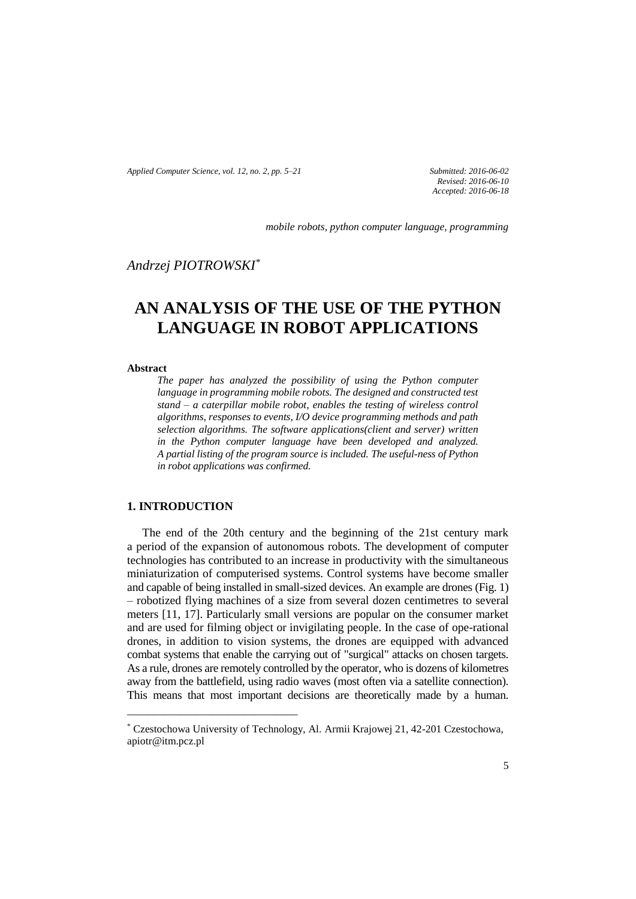*Submitted: 2016-06-02*
*Revised: 2016-06-10*
*Accepted: 2016-06-18*

*mobile robots, python computer language, programming*

*Andrzej PIOTROWSKI*[*]

# AN ANALYSIS OF THE USE OF THE PYTHON LANGUAGE IN ROBOT APPLICATIONS

**Abstract**

*The paper has analyzed the possibility of using the Python computer language in programming mobile robots. The designed and constructed test stand – a caterpillar mobile robot, enables the testing of wireless control algorithms, responses to events, I/O device programming methods and path selection algorithms. The software applications(client and server) written in the Python computer language have been developed and analyzed. A partial listing of the program source is included. The useful-ness of Python in robot applications was confirmed.*

## 1. INTRODUCTION

The end of the 20th century and the beginning of the 21st century mark a period of the expansion of autonomous robots. The development of computer technologies has contributed to an increase in productivity with the simultaneous miniaturization of computerised systems. Control systems have become smaller and capable of being installed in small-sized devices. An example are drones (Fig. 1) – robotized flying machines of a size from several dozen centimetres to several meters [11, 17]. Particularly small versions are popular on the consumer market and are used for filming object or invigilating people. In the case of ope-rational drones, in addition to vision systems, the drones are equipped with advanced combat systems that enable the carrying out of "surgical" attacks on chosen targets. As a rule, drones are remotely controlled by the operator, who is dozens of kilometres away from the battlefield, using radio waves (most often via a satellite connection). This means that most important decisions are theoretically made by a human.

---

[*] Czestochowa University of Technology, Al. Armii Krajowej 21, 42-201 Czestochowa, apiotr@itm.pcz.pl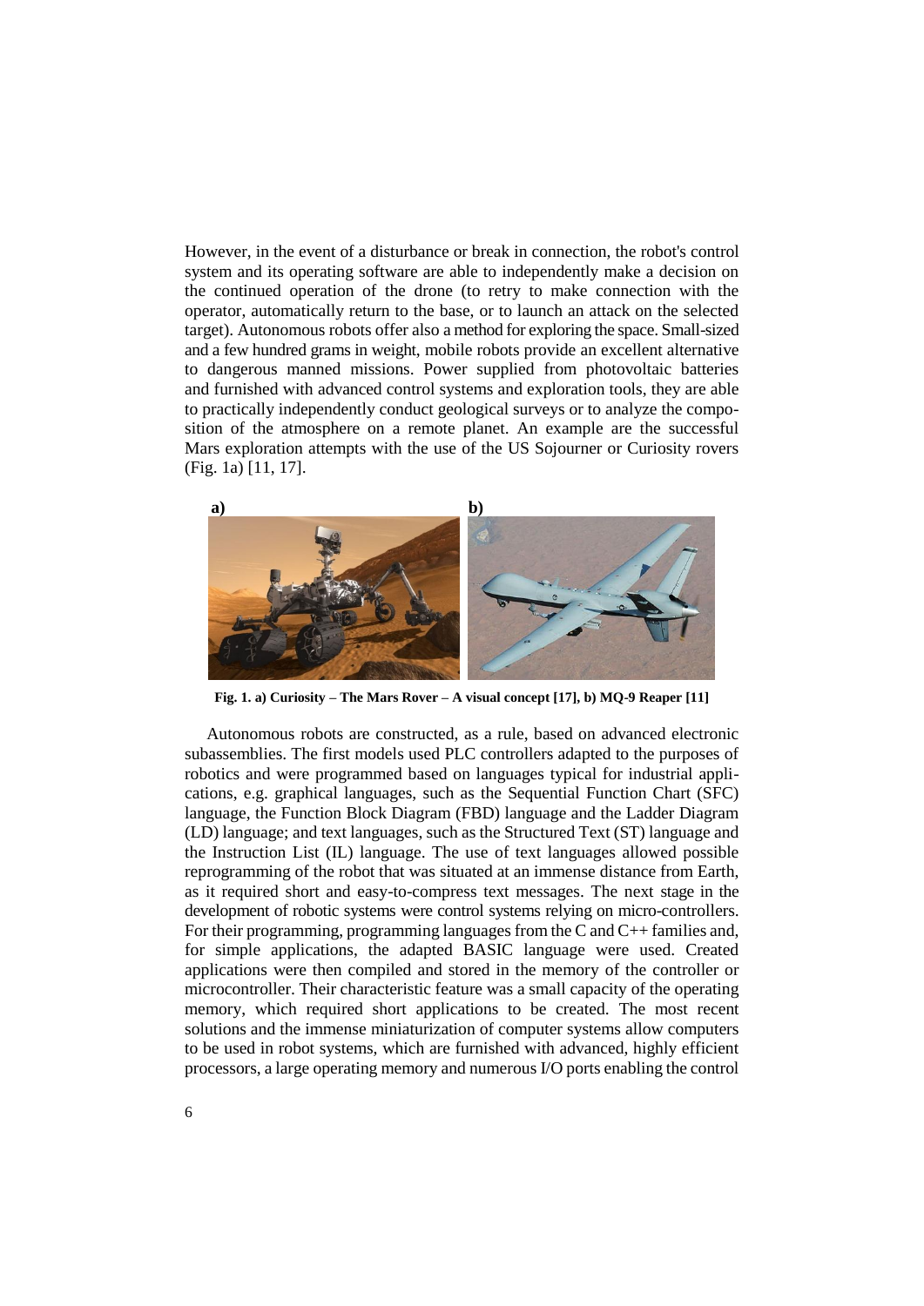However, in the event of a disturbance or break in connection, the robot's control system and its operating software are able to independently make a decision on the continued operation of the drone (to retry to make connection with the operator, automatically return to the base, or to launch an attack on the selected target). Autonomous robots offer also a method for exploring the space. Small-sized and a few hundred grams in weight, mobile robots provide an excellent alternative to dangerous manned missions. Power supplied from photovoltaic batteries and furnished with advanced control systems and exploration tools, they are able to practically independently conduct geological surveys or to analyze the composition of the atmosphere on a remote planet. An example are the successful Mars exploration attempts with the use of the US Sojourner or Curiosity rovers (Fig. 1a) [11, 17].

**Fig. 1. a) Curiosity – The Mars Rover – A visual concept [17], b) MQ-9 Reaper [11]**

Autonomous robots are constructed, as a rule, based on advanced electronic subassemblies. The first models used PLC controllers adapted to the purposes of robotics and were programmed based on languages typical for industrial applications, e.g. graphical languages, such as the Sequential Function Chart (SFC) language, the Function Block Diagram (FBD) language and the Ladder Diagram (LD) language; and text languages, such as the Structured Text (ST) language and the Instruction List (IL) language. The use of text languages allowed possible reprogramming of the robot that was situated at an immense distance from Earth, as it required short and easy-to-compress text messages. The next stage in the development of robotic systems were control systems relying on micro-controllers. For their programming, programming languages from the C and C++ families and, for simple applications, the adapted BASIC language were used. Created applications were then compiled and stored in the memory of the controller or microcontroller. Their characteristic feature was a small capacity of the operating memory, which required short applications to be created. The most recent solutions and the immense miniaturization of computer systems allow computers to be used in robot systems, which are furnished with advanced, highly efficient processors, a large operating memory and numerous I/O ports enabling the control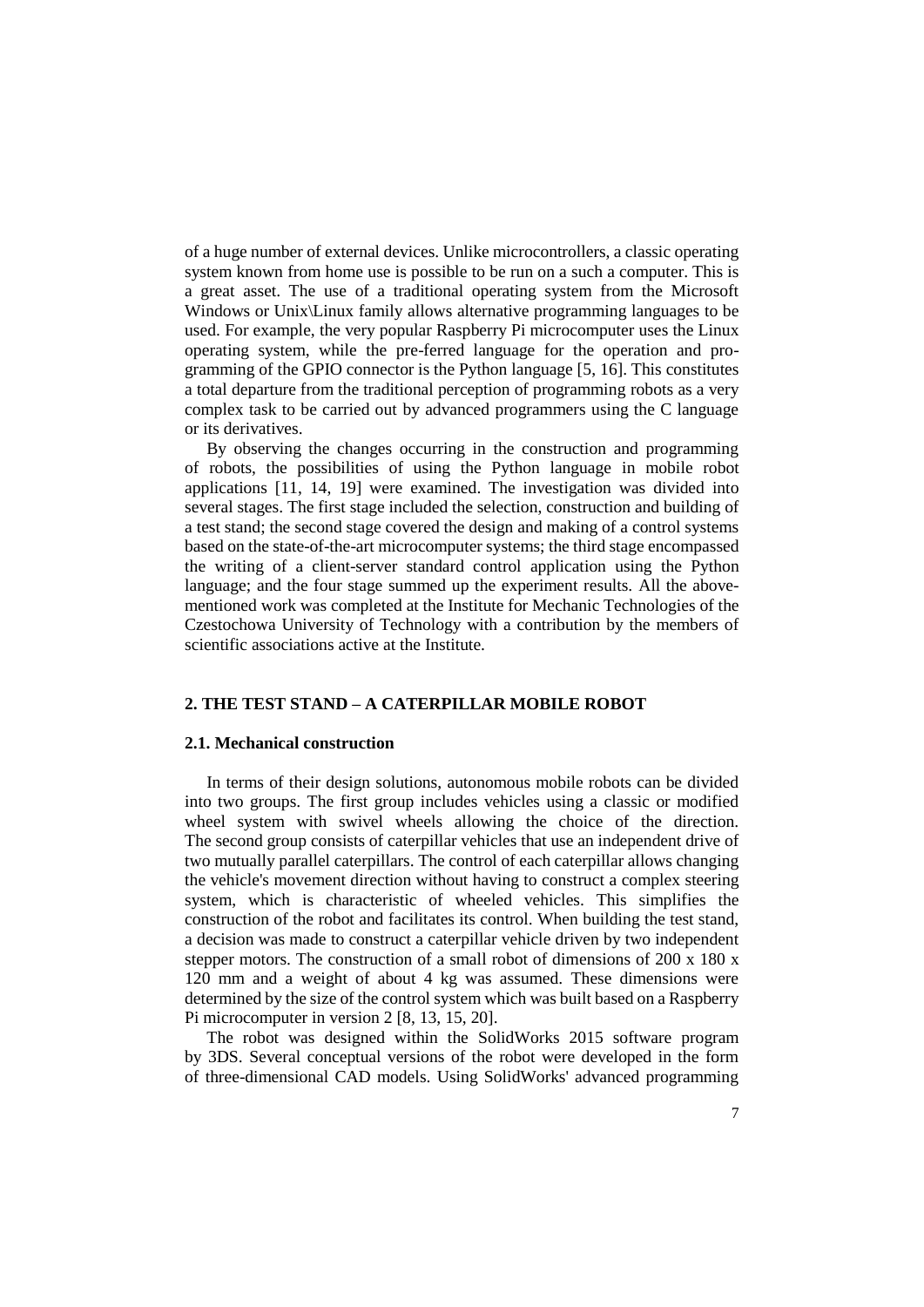of a huge number of external devices. Unlike microcontrollers, a classic operating system known from home use is possible to be run on a such a computer. This is a great asset. The use of a traditional operating system from the Microsoft Windows or Unix\Linux family allows alternative programming languages to be used. For example, the very popular Raspberry Pi microcomputer uses the Linux operating system, while the pre-ferred language for the operation and pro-gramming of the GPIO connector is the Python language [5, 16]. This constitutes a total departure from the traditional perception of programming robots as a very complex task to be carried out by advanced programmers using the C language or its derivatives.

By observing the changes occurring in the construction and programming of robots, the possibilities of using the Python language in mobile robot applications [11, 14, 19] were examined. The investigation was divided into several stages. The first stage included the selection, construction and building of a test stand; the second stage covered the design and making of a control systems based on the state-of-the-art microcomputer systems; the third stage encompassed the writing of a client-server standard control application using the Python language; and the four stage summed up the experiment results. All the above-mentioned work was completed at the Institute for Mechanic Technologies of the Czestochowa University of Technology with a contribution by the members of scientific associations active at the Institute.

## 2. THE TEST STAND – A CATERPILLAR MOBILE ROBOT

### 2.1. Mechanical construction

In terms of their design solutions, autonomous mobile robots can be divided into two groups. The first group includes vehicles using a classic or modified wheel system with swivel wheels allowing the choice of the direction. The second group consists of caterpillar vehicles that use an independent drive of two mutually parallel caterpillars. The control of each caterpillar allows changing the vehicle's movement direction without having to construct a complex steering system, which is characteristic of wheeled vehicles. This simplifies the construction of the robot and facilitates its control. When building the test stand, a decision was made to construct a caterpillar vehicle driven by two independent stepper motors. The construction of a small robot of dimensions of 200 x 180 x 120 mm and a weight of about 4 kg was assumed. These dimensions were determined by the size of the control system which was built based on a Raspberry Pi microcomputer in version 2 [8, 13, 15, 20].

The robot was designed within the SolidWorks 2015 software program by 3DS. Several conceptual versions of the robot were developed in the form of three-dimensional CAD models. Using SolidWorks' advanced programming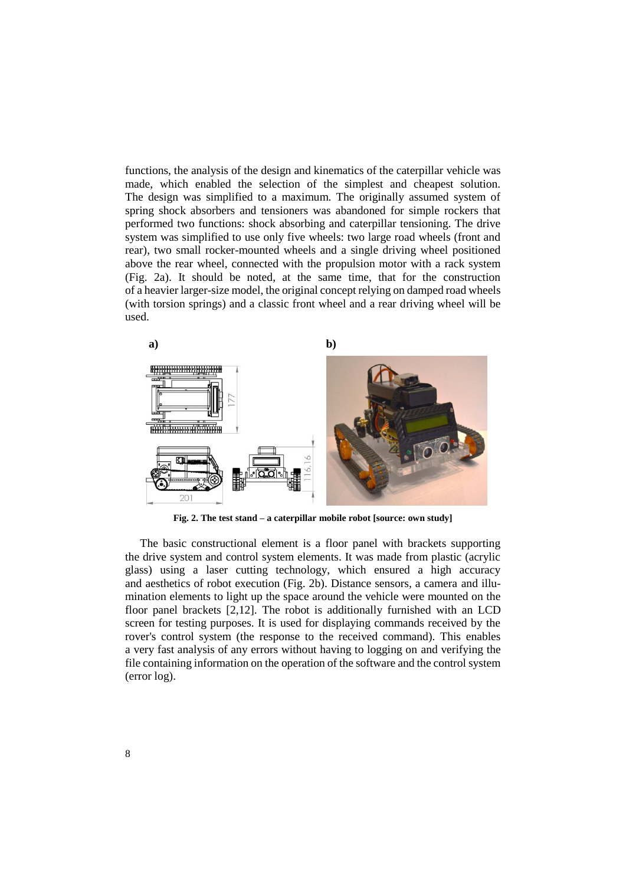functions, the analysis of the design and kinematics of the caterpillar vehicle was made, which enabled the selection of the simplest and cheapest solution. The design was simplified to a maximum. The originally assumed system of spring shock absorbers and tensioners was abandoned for simple rockers that performed two functions: shock absorbing and caterpillar tensioning. The drive system was simplified to use only five wheels: two large road wheels (front and rear), two small rocker-mounted wheels and a single driving wheel positioned above the rear wheel, connected with the propulsion motor with a rack system (Fig. 2a). It should be noted, at the same time, that for the construction of a heavier larger-size model, the original concept relying on damped road wheels (with torsion springs) and a classic front wheel and a rear driving wheel will be used.

**Fig. 2. The test stand – a caterpillar mobile robot [source: own study]**

The basic constructional element is a floor panel with brackets supporting the drive system and control system elements. It was made from plastic (acrylic glass) using a laser cutting technology, which ensured a high accuracy and aesthetics of robot execution (Fig. 2b). Distance sensors, a camera and illumination elements to light up the space around the vehicle were mounted on the floor panel brackets [2,12]. The robot is additionally furnished with an LCD screen for testing purposes. It is used for displaying commands received by the rover's control system (the response to the received command). This enables a very fast analysis of any errors without having to logging on and verifying the file containing information on the operation of the software and the control system (error log).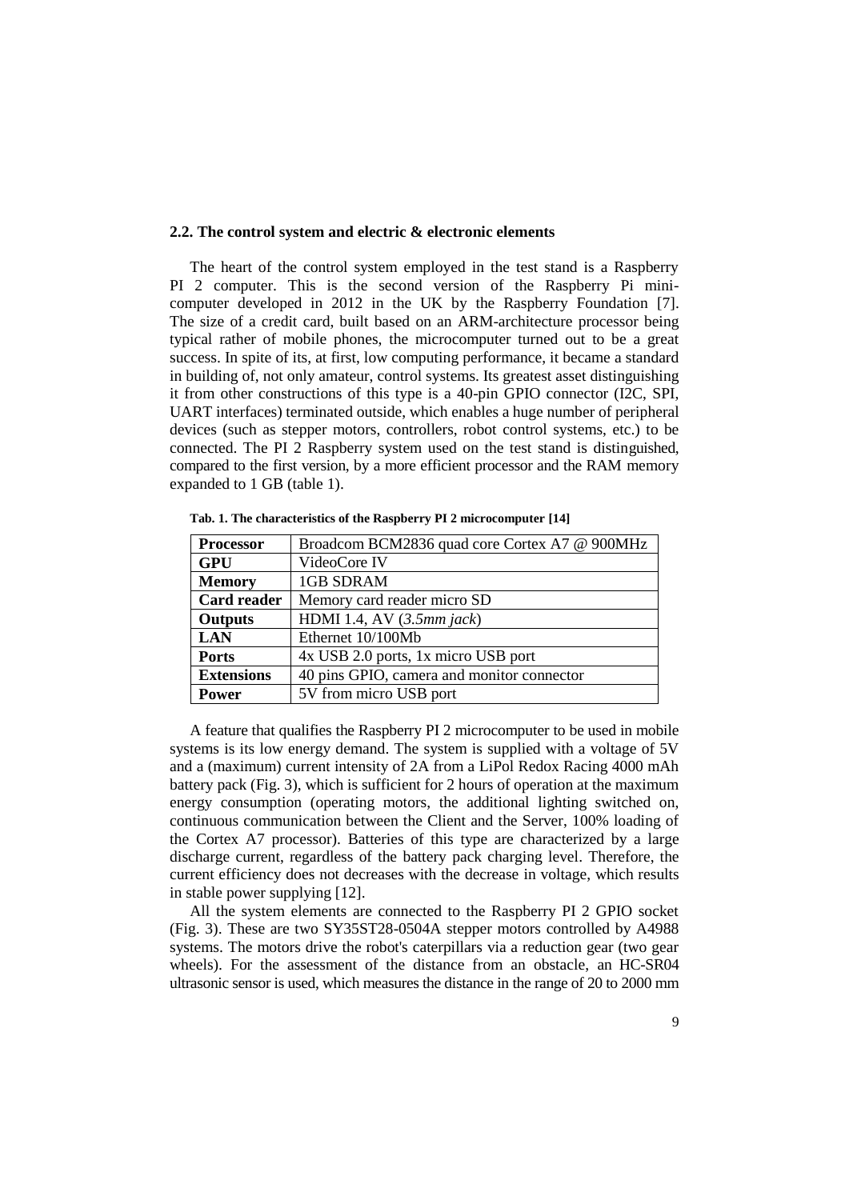### 2.2. The control system and electric & electronic elements

The heart of the control system employed in the test stand is a Raspberry PI 2 computer. This is the second version of the Raspberry Pi mini-computer developed in 2012 in the UK by the Raspberry Foundation [7]. The size of a credit card, built based on an ARM-architecture processor being typical rather of mobile phones, the microcomputer turned out to be a great success. In spite of its, at first, low computing performance, it became a standard in building of, not only amateur, control systems. Its greatest asset distinguishing it from other constructions of this type is a 40-pin GPIO connector (I2C, SPI, UART interfaces) terminated outside, which enables a huge number of peripheral devices (such as stepper motors, controllers, robot control systems, etc.) to be connected. The PI 2 Raspberry system used on the test stand is distinguished, compared to the first version, by a more efficient processor and the RAM memory expanded to 1 GB (table 1).

**Tab. 1. The characteristics of the Raspberry PI 2 microcomputer [14]**

| | |
|---|---|
| **Processor** | Broadcom BCM2836 quad core Cortex A7 @ 900MHz |
| **GPU** | VideoCore IV |
| **Memory** | 1GB SDRAM |
| **Card reader** | Memory card reader micro SD |
| **Outputs** | HDMI 1.4, AV (*3.5mm jack*) |
| **LAN** | Ethernet 10/100Mb |
| **Ports** | 4x USB 2.0 ports, 1x micro USB port |
| **Extensions** | 40 pins GPIO, camera and monitor connector |
| **Power** | 5V from micro USB port |

A feature that qualifies the Raspberry PI 2 microcomputer to be used in mobile systems is its low energy demand. The system is supplied with a voltage of 5V and a (maximum) current intensity of 2A from a LiPol Redox Racing 4000 mAh battery pack (Fig. 3), which is sufficient for 2 hours of operation at the maximum energy consumption (operating motors, the additional lighting switched on, continuous communication between the Client and the Server, 100% loading of the Cortex A7 processor). Batteries of this type are characterized by a large discharge current, regardless of the battery pack charging level. Therefore, the current efficiency does not decreases with the decrease in voltage, which results in stable power supplying [12].

All the system elements are connected to the Raspberry PI 2 GPIO socket (Fig. 3). These are two SY35ST28-0504A stepper motors controlled by A4988 systems. The motors drive the robot's caterpillars via a reduction gear (two gear wheels). For the assessment of the distance from an obstacle, an HC-SR04 ultrasonic sensor is used, which measures the distance in the range of 20 to 2000 mm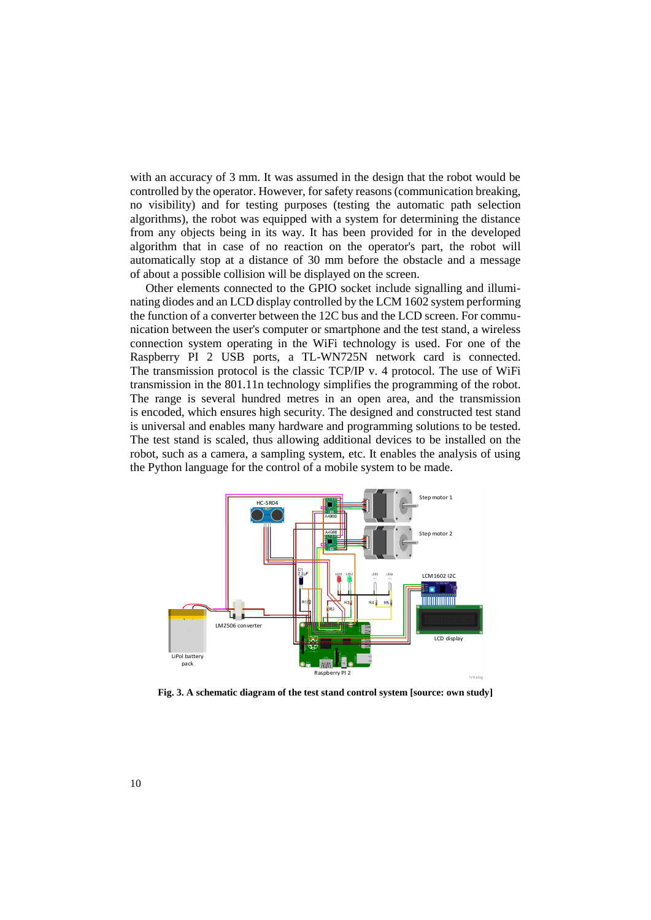with an accuracy of 3 mm. It was assumed in the design that the robot would be controlled by the operator. However, for safety reasons (communication breaking, no visibility) and for testing purposes (testing the automatic path selection algorithms), the robot was equipped with a system for determining the distance from any objects being in its way. It has been provided for in the developed algorithm that in case of no reaction on the operator's part, the robot will automatically stop at a distance of 30 mm before the obstacle and a message of about a possible collision will be displayed on the screen.

Other elements connected to the GPIO socket include signalling and illuminating diodes and an LCD display controlled by the LCM 1602 system performing the function of a converter between the 12C bus and the LCD screen. For communication between the user's computer or smartphone and the test stand, a wireless connection system operating in the WiFi technology is used. For one of the Raspberry PI 2 USB ports, a TL-WN725N network card is connected. The transmission protocol is the classic TCP/IP v. 4 protocol. The use of WiFi transmission in the 801.11n technology simplifies the programming of the robot. The range is several hundred metres in an open area, and the transmission is encoded, which ensures high security. The designed and constructed test stand is universal and enables many hardware and programming solutions to be tested. The test stand is scaled, thus allowing additional devices to be installed on the robot, such as a camera, a sampling system, etc. It enables the analysis of using the Python language for the control of a mobile system to be made.

**Fig. 3. A schematic diagram of the test stand control system [source: own study]**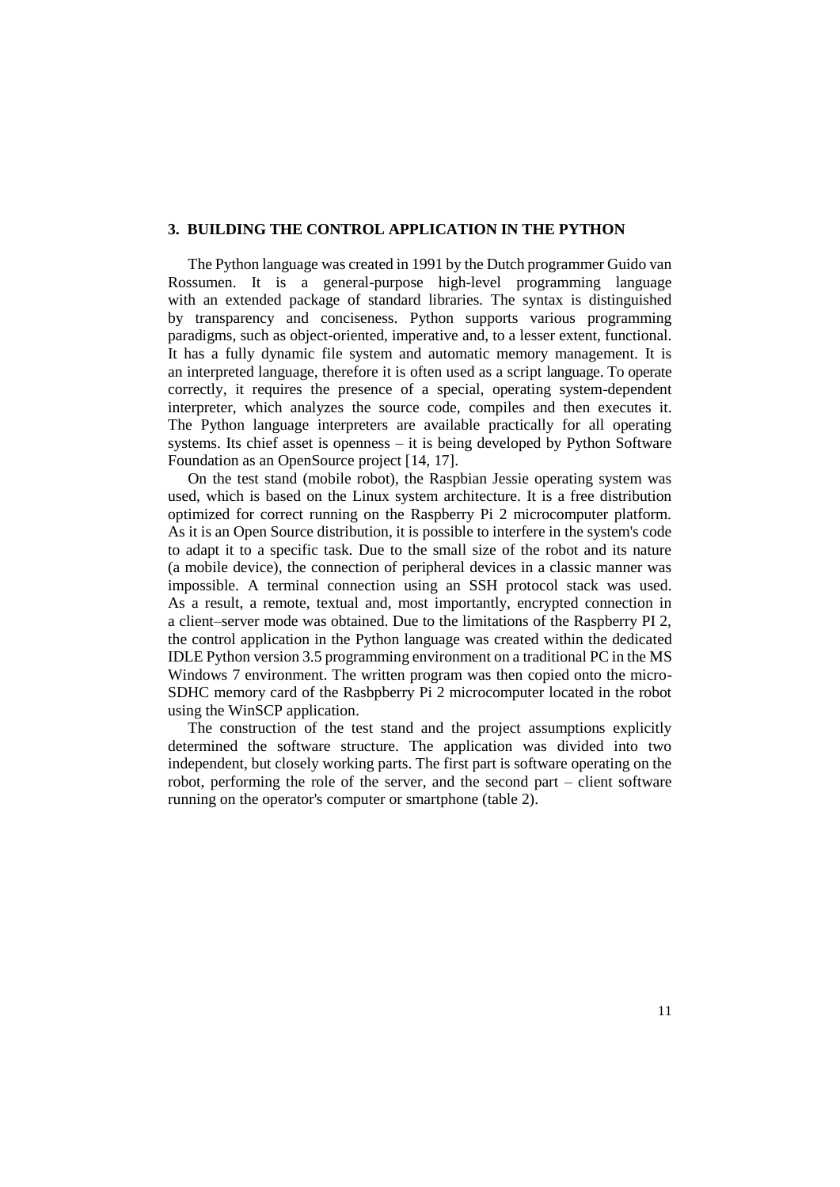## 3. BUILDING THE CONTROL APPLICATION IN THE PYTHON

The Python language was created in 1991 by the Dutch programmer Guido van Rossumen. It is a general-purpose high-level programming language with an extended package of standard libraries. The syntax is distinguished by transparency and conciseness. Python supports various programming paradigms, such as object-oriented, imperative and, to a lesser extent, functional. It has a fully dynamic file system and automatic memory management. It is an interpreted language, therefore it is often used as a script language. To operate correctly, it requires the presence of a special, operating system-dependent interpreter, which analyzes the source code, compiles and then executes it. The Python language interpreters are available practically for all operating systems. Its chief asset is openness – it is being developed by Python Software Foundation as an OpenSource project [14, 17].

On the test stand (mobile robot), the Raspbian Jessie operating system was used, which is based on the Linux system architecture. It is a free distribution optimized for correct running on the Raspberry Pi 2 microcomputer platform. As it is an Open Source distribution, it is possible to interfere in the system's code to adapt it to a specific task. Due to the small size of the robot and its nature (a mobile device), the connection of peripheral devices in a classic manner was impossible. A terminal connection using an SSH protocol stack was used. As a result, a remote, textual and, most importantly, encrypted connection in a client–server mode was obtained. Due to the limitations of the Raspberry PI 2, the control application in the Python language was created within the dedicated IDLE Python version 3.5 programming environment on a traditional PC in the MS Windows 7 environment. The written program was then copied onto the micro-SDHC memory card of the Rasbpberry Pi 2 microcomputer located in the robot using the WinSCP application.

The construction of the test stand and the project assumptions explicitly determined the software structure. The application was divided into two independent, but closely working parts. The first part is software operating on the robot, performing the role of the server, and the second part – client software running on the operator's computer or smartphone (table 2).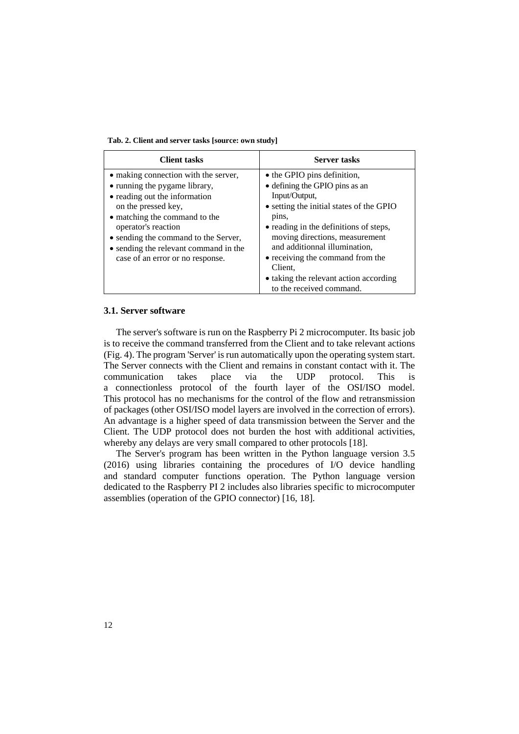**Tab. 2. Client and server tasks [source: own study]**

| Client tasks | Server tasks |
| --- | --- |
| • making connection with the server,<br>• running the pygame library,<br>• reading out the information on the pressed key,<br>• matching the command to the operator's reaction<br>• sending the command to the Server,<br>• sending the relevant command in the case of an error or no response. | • the GPIO pins definition,<br>• defining the GPIO pins as an Input/Output,<br>• setting the initial states of the GPIO pins,<br>• reading in the definitions of steps, moving directions, measurement and additionnal illumination,<br>• receiving the command from the Client,<br>• taking the relevant action according to the received command. |

### 3.1. Server software

The server's software is run on the Raspberry Pi 2 microcomputer. Its basic job is to receive the command transferred from the Client and to take relevant actions (Fig. 4). The program 'Server' is run automatically upon the operating system start. The Server connects with the Client and remains in constant contact with it. The communication takes place via the UDP protocol. This is a connectionless protocol of the fourth layer of the OSI/ISO model. This protocol has no mechanisms for the control of the flow and retransmission of packages (other OSI/ISO model layers are involved in the correction of errors). An advantage is a higher speed of data transmission between the Server and the Client. The UDP protocol does not burden the host with additional activities, whereby any delays are very small compared to other protocols [18].

The Server's program has been written in the Python language version 3.5 (2016) using libraries containing the procedures of I/O device handling and standard computer functions operation. The Python language version dedicated to the Raspberry PI 2 includes also libraries specific to microcomputer assemblies (operation of the GPIO connector) [16, 18].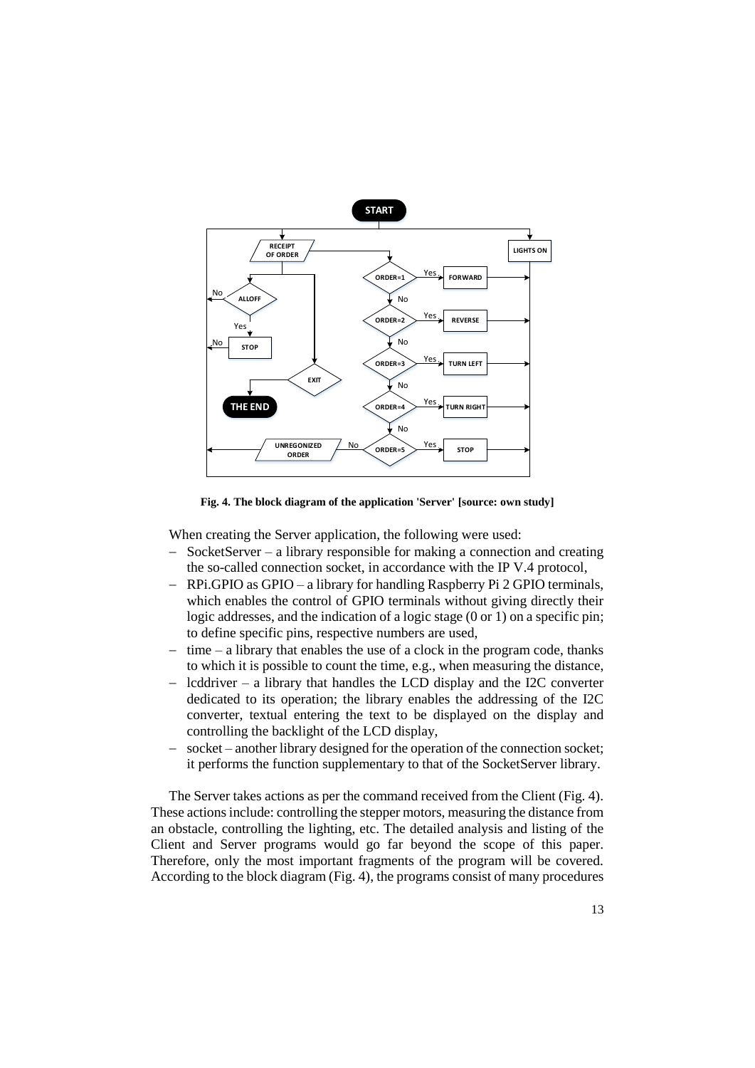Fig. 4. The block diagram of the application 'Server' [source: own study]

When creating the Server application, the following were used:

- SocketServer – a library responsible for making a connection and creating the so-called connection socket, in accordance with the IP V.4 protocol,
- RPi.GPIO as GPIO – a library for handling Raspberry Pi 2 GPIO terminals, which enables the control of GPIO terminals without giving directly their logic addresses, and the indication of a logic stage (0 or 1) on a specific pin; to define specific pins, respective numbers are used,
- time – a library that enables the use of a clock in the program code, thanks to which it is possible to count the time, e.g., when measuring the distance,
- lcddriver – a library that handles the LCD display and the I2C converter dedicated to its operation; the library enables the addressing of the I2C converter, textual entering the text to be displayed on the display and controlling the backlight of the LCD display,
- socket – another library designed for the operation of the connection socket; it performs the function supplementary to that of the SocketServer library.

The Server takes actions as per the command received from the Client (Fig. 4). These actions include: controlling the stepper motors, measuring the distance from an obstacle, controlling the lighting, etc. The detailed analysis and listing of the Client and Server programs would go far beyond the scope of this paper. Therefore, only the most important fragments of the program will be covered. According to the block diagram (Fig. 4), the programs consist of many procedures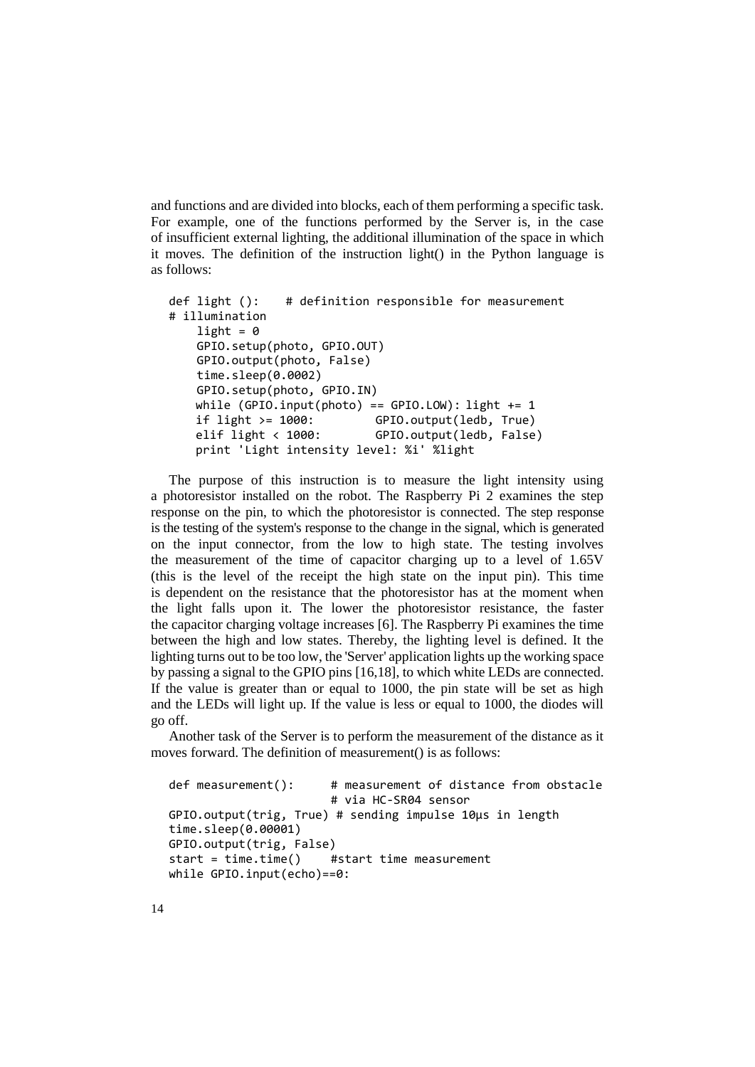and functions and are divided into blocks, each of them performing a specific task. For example, one of the functions performed by the Server is, in the case of insufficient external lighting, the additional illumination of the space in which it moves. The definition of the instruction light() in the Python language is as follows:

```
def light ():    # definition responsible for measurement
# illumination
    light = 0
    GPIO.setup(photo, GPIO.OUT)
    GPIO.output(photo, False)
    time.sleep(0.0002)
    GPIO.setup(photo, GPIO.IN)
    while (GPIO.input(photo) == GPIO.LOW): light += 1
    if light >= 1000:        GPIO.output(ledb, True)
    elif light < 1000:       GPIO.output(ledb, False)
    print 'Light intensity level: %i' %light
```

The purpose of this instruction is to measure the light intensity using a photoresistor installed on the robot. The Raspberry Pi 2 examines the step response on the pin, to which the photoresistor is connected. The step response is the testing of the system's response to the change in the signal, which is generated on the input connector, from the low to high state. The testing involves the measurement of the time of capacitor charging up to a level of 1.65V (this is the level of the receipt the high state on the input pin). This time is dependent on the resistance that the photoresistor has at the moment when the light falls upon it. The lower the photoresistor resistance, the faster the capacitor charging voltage increases [6]. The Raspberry Pi examines the time between the high and low states. Thereby, the lighting level is defined. It the lighting turns out to be too low, the 'Server' application lights up the working space by passing a signal to the GPIO pins [16,18], to which white LEDs are connected. If the value is greater than or equal to 1000, the pin state will be set as high and the LEDs will light up. If the value is less or equal to 1000, the diodes will go off.

Another task of the Server is to perform the measurement of the distance as it moves forward. The definition of measurement() is as follows:

```
def measurement():      # measurement of distance from obstacle
                        # via HC-SR04 sensor
GPIO.output(trig, True) # sending impulse 10µs in length
time.sleep(0.00001)
GPIO.output(trig, False)
start = time.time()     #start time measurement
while GPIO.input(echo)==0:
```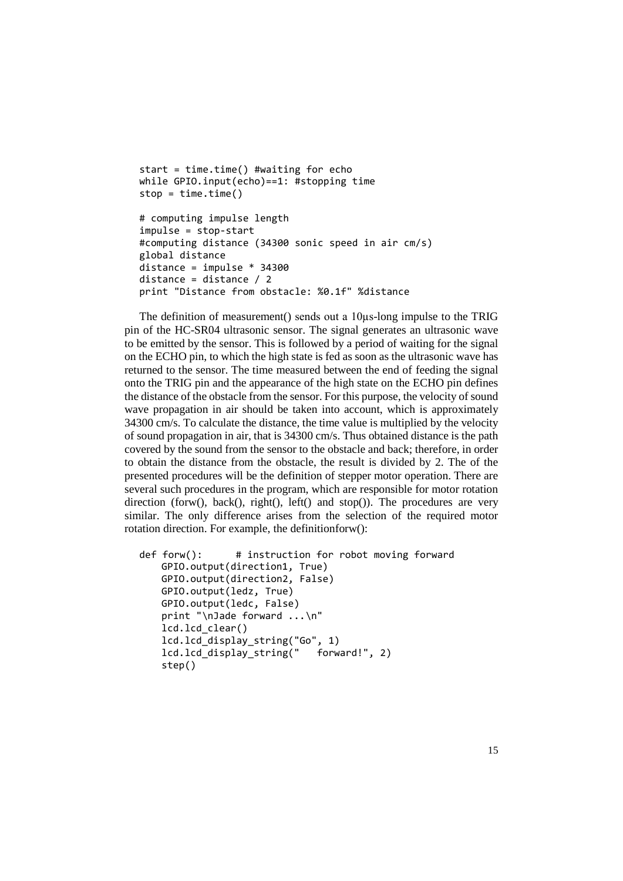```
start = time.time() #waiting for echo
while GPIO.input(echo)==1: #stopping time
stop = time.time()

# computing impulse length
impulse = stop-start
#computing distance (34300 sonic speed in air cm/s)
global distance
distance = impulse * 34300
distance = distance / 2
print "Distance from obstacle: %0.1f" %distance
```

The definition of measurement() sends out a 10μs-long impulse to the TRIG pin of the HC-SR04 ultrasonic sensor. The signal generates an ultrasonic wave to be emitted by the sensor. This is followed by a period of waiting for the signal on the ECHO pin, to which the high state is fed as soon as the ultrasonic wave has returned to the sensor. The time measured between the end of feeding the signal onto the TRIG pin and the appearance of the high state on the ECHO pin defines the distance of the obstacle from the sensor. For this purpose, the velocity of sound wave propagation in air should be taken into account, which is approximately 34300 cm/s. To calculate the distance, the time value is multiplied by the velocity of sound propagation in air, that is 34300 cm/s. Thus obtained distance is the path covered by the sound from the sensor to the obstacle and back; therefore, in order to obtain the distance from the obstacle, the result is divided by 2. The of the presented procedures will be the definition of stepper motor operation. There are several such procedures in the program, which are responsible for motor rotation direction (forw(), back(), right(), left() and stop()). The procedures are very similar. The only difference arises from the selection of the required motor rotation direction. For example, the definitionforw():

```
def forw():      # instruction for robot moving forward
    GPIO.output(direction1, True)
    GPIO.output(direction2, False)
    GPIO.output(ledz, True)
    GPIO.output(ledc, False)
    print "\nJade forward ...\n"
    lcd.lcd_clear()
    lcd.lcd_display_string("Go", 1)
    lcd.lcd_display_string("   forward!", 2)
    step()
```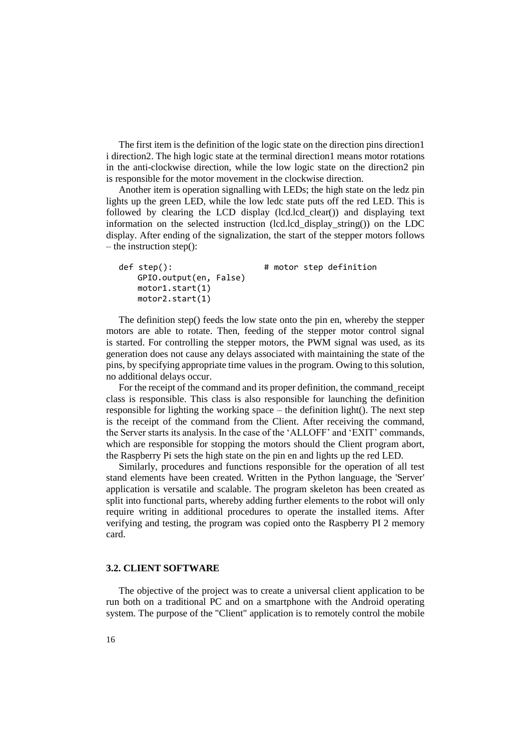The first item is the definition of the logic state on the direction pins direction1 i direction2. The high logic state at the terminal direction1 means motor rotations in the anti-clockwise direction, while the low logic state on the direction2 pin is responsible for the motor movement in the clockwise direction.

Another item is operation signalling with LEDs; the high state on the ledz pin lights up the green LED, while the low ledc state puts off the red LED. This is followed by clearing the LCD display (lcd.lcd_clear()) and displaying text information on the selected instruction (lcd.lcd_display_string()) on the LDC display. After ending of the signalization, the start of the stepper motors follows – the instruction step():

```
def step():                    # motor step definition
    GPIO.output(en, False)
    motor1.start(1)
    motor2.start(1)
```

The definition step() feeds the low state onto the pin en, whereby the stepper motors are able to rotate. Then, feeding of the stepper motor control signal is started. For controlling the stepper motors, the PWM signal was used, as its generation does not cause any delays associated with maintaining the state of the pins, by specifying appropriate time values in the program. Owing to this solution, no additional delays occur.

For the receipt of the command and its proper definition, the command_receipt class is responsible. This class is also responsible for launching the definition responsible for lighting the working space – the definition light(). The next step is the receipt of the command from the Client. After receiving the command, the Server starts its analysis. In the case of the 'ALLOFF' and 'EXIT' commands, which are responsible for stopping the motors should the Client program abort, the Raspberry Pi sets the high state on the pin en and lights up the red LED.

Similarly, procedures and functions responsible for the operation of all test stand elements have been created. Written in the Python language, the 'Server' application is versatile and scalable. The program skeleton has been created as split into functional parts, whereby adding further elements to the robot will only require writing in additional procedures to operate the installed items. After verifying and testing, the program was copied onto the Raspberry PI 2 memory card.

### 3.2. CLIENT SOFTWARE

The objective of the project was to create a universal client application to be run both on a traditional PC and on a smartphone with the Android operating system. The purpose of the "Client" application is to remotely control the mobile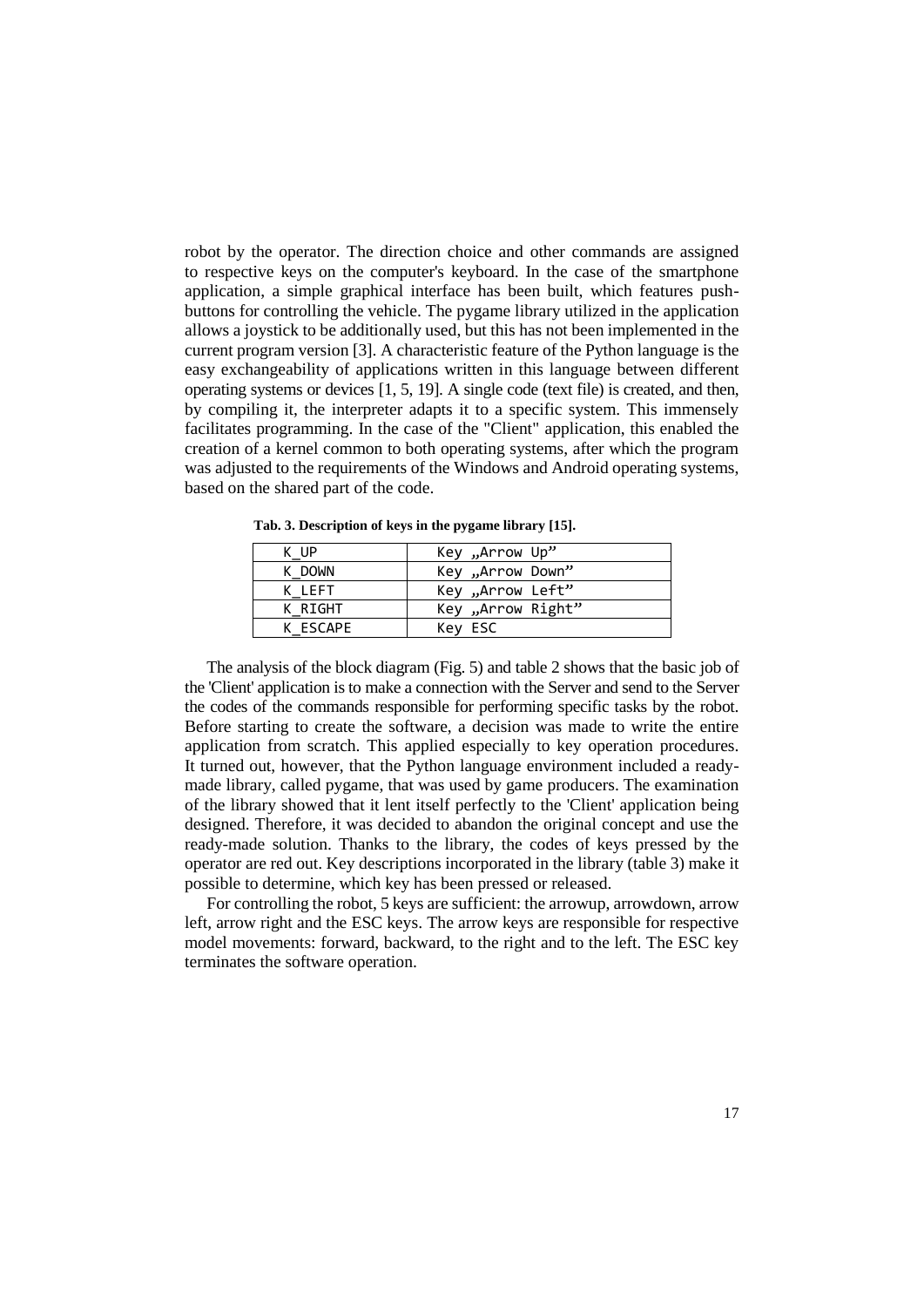robot by the operator. The direction choice and other commands are assigned to respective keys on the computer's keyboard. In the case of the smartphone application, a simple graphical interface has been built, which features push-buttons for controlling the vehicle. The pygame library utilized in the application allows a joystick to be additionally used, but this has not been implemented in the current program version [3]. A characteristic feature of the Python language is the easy exchangeability of applications written in this language between different operating systems or devices [1, 5, 19]. A single code (text file) is created, and then, by compiling it, the interpreter adapts it to a specific system. This immensely facilitates programming. In the case of the "Client" application, this enabled the creation of a kernel common to both operating systems, after which the program was adjusted to the requirements of the Windows and Android operating systems, based on the shared part of the code.

**Tab. 3. Description of keys in the pygame library [15].**

| | |
|---|---|
| K_UP | Key „Arrow Up” |
| K_DOWN | Key „Arrow Down” |
| K_LEFT | Key „Arrow Left” |
| K_RIGHT | Key „Arrow Right” |
| K_ESCAPE | Key ESC |

The analysis of the block diagram (Fig. 5) and table 2 shows that the basic job of the 'Client' application is to make a connection with the Server and send to the Server the codes of the commands responsible for performing specific tasks by the robot. Before starting to create the software, a decision was made to write the entire application from scratch. This applied especially to key operation procedures. It turned out, however, that the Python language environment included a ready-made library, called pygame, that was used by game producers. The examination of the library showed that it lent itself perfectly to the 'Client' application being designed. Therefore, it was decided to abandon the original concept and use the ready-made solution. Thanks to the library, the codes of keys pressed by the operator are red out. Key descriptions incorporated in the library (table 3) make it possible to determine, which key has been pressed or released.

For controlling the robot, 5 keys are sufficient: the arrowup, arrowdown, arrow left, arrow right and the ESC keys. The arrow keys are responsible for respective model movements: forward, backward, to the right and to the left. The ESC key terminates the software operation.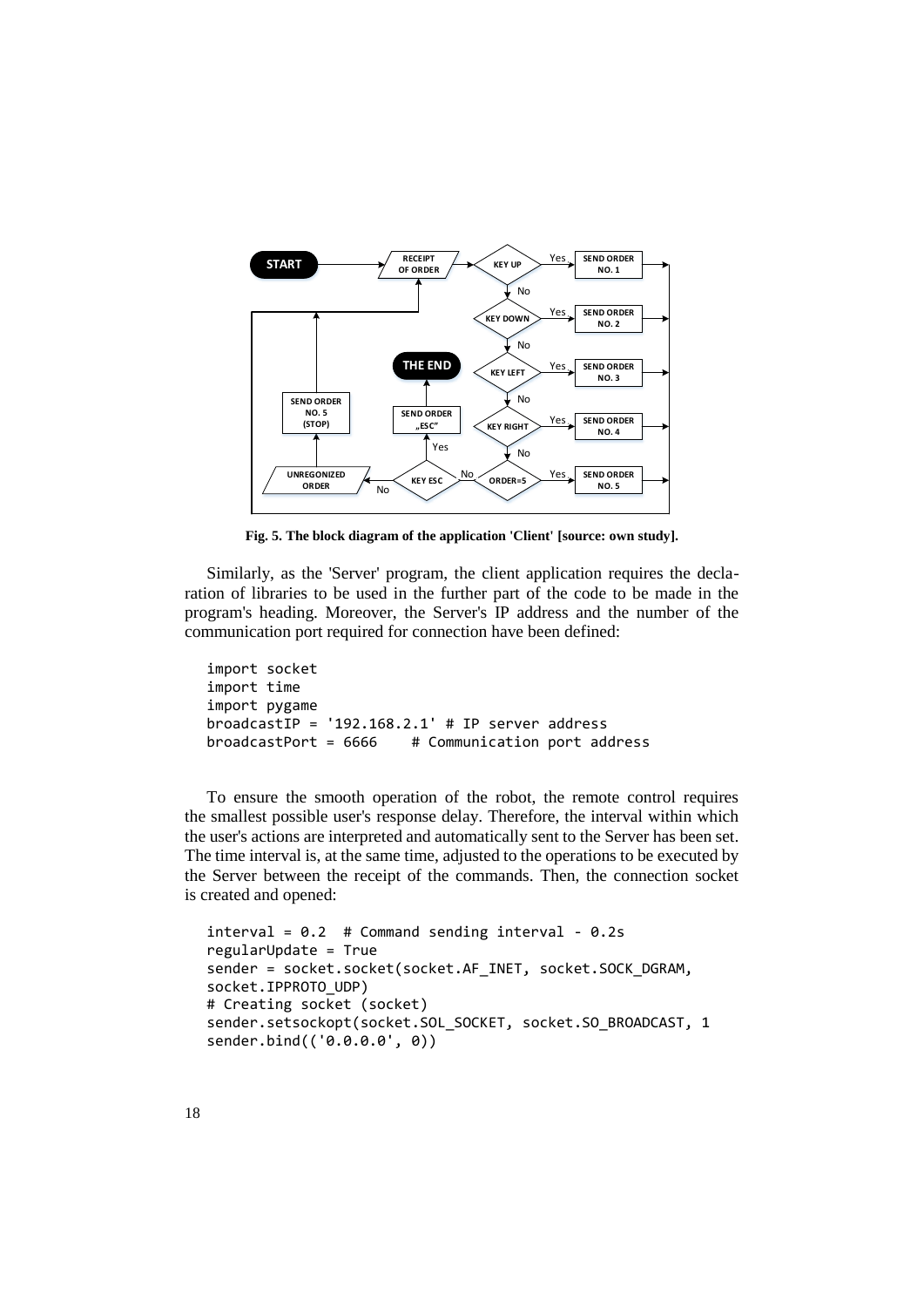**Fig. 5. The block diagram of the application 'Client' [source: own study].**

Similarly, as the 'Server' program, the client application requires the declaration of libraries to be used in the further part of the code to be made in the program's heading. Moreover, the Server's IP address and the number of the communication port required for connection have been defined:

```
import socket
import time
import pygame
broadcastIP = '192.168.2.1' # IP server address
broadcastPort = 6666    # Communication port address
```

To ensure the smooth operation of the robot, the remote control requires the smallest possible user's response delay. Therefore, the interval within which the user's actions are interpreted and automatically sent to the Server has been set. The time interval is, at the same time, adjusted to the operations to be executed by the Server between the receipt of the commands. Then, the connection socket is created and opened:

```
interval = 0.2  # Command sending interval - 0.2s
regularUpdate = True
sender = socket.socket(socket.AF_INET, socket.SOCK_DGRAM,
socket.IPPROTO_UDP)
# Creating socket (socket)
sender.setsockopt(socket.SOL_SOCKET, socket.SO_BROADCAST, 1
sender.bind(('0.0.0.0', 0))
```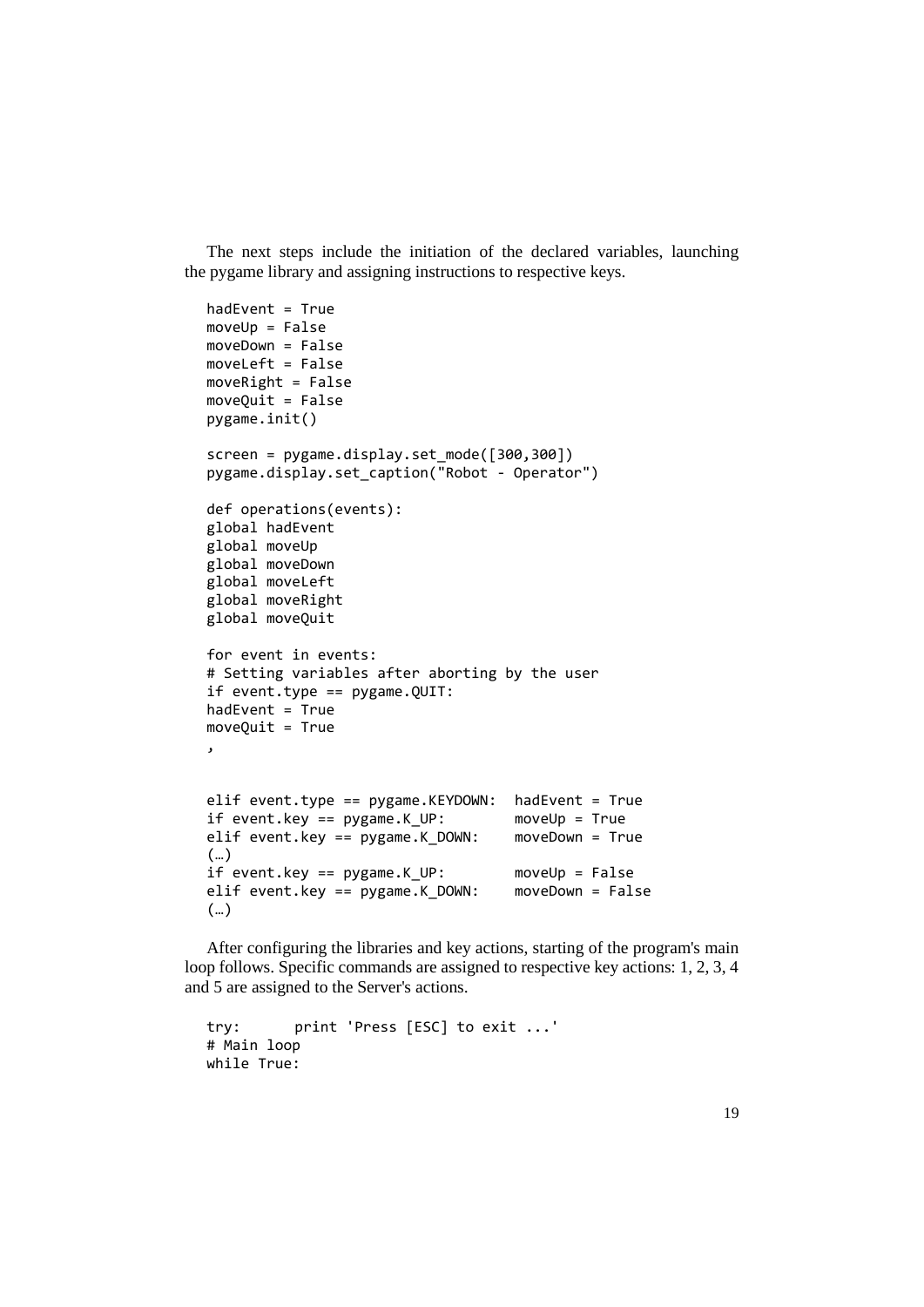The next steps include the initiation of the declared variables, launching the pygame library and assigning instructions to respective keys.

```
hadEvent = True
moveUp = False
moveDown = False
moveLeft = False
moveRight = False
moveQuit = False
pygame.init()

screen = pygame.display.set_mode([300,300])
pygame.display.set_caption("Robot - Operator")

def operations(events):
global hadEvent
global moveUp
global moveDown
global moveLeft
global moveRight
global moveQuit

for event in events:
# Setting variables after aborting by the user
if event.type == pygame.QUIT:
hadEvent = True
moveQuit = True
,

elif event.type == pygame.KEYDOWN:  hadEvent = True
if event.key == pygame.K_UP:        moveUp = True
elif event.key == pygame.K_DOWN:    moveDown = True
(…)
if event.key == pygame.K_UP:        moveUp = False
elif event.key == pygame.K_DOWN:    moveDown = False
(…)
```

After configuring the libraries and key actions, starting of the program's main loop follows. Specific commands are assigned to respective key actions: 1, 2, 3, 4 and 5 are assigned to the Server's actions.

```
try:      print 'Press [ESC] to exit ...'
# Main loop
while True:
```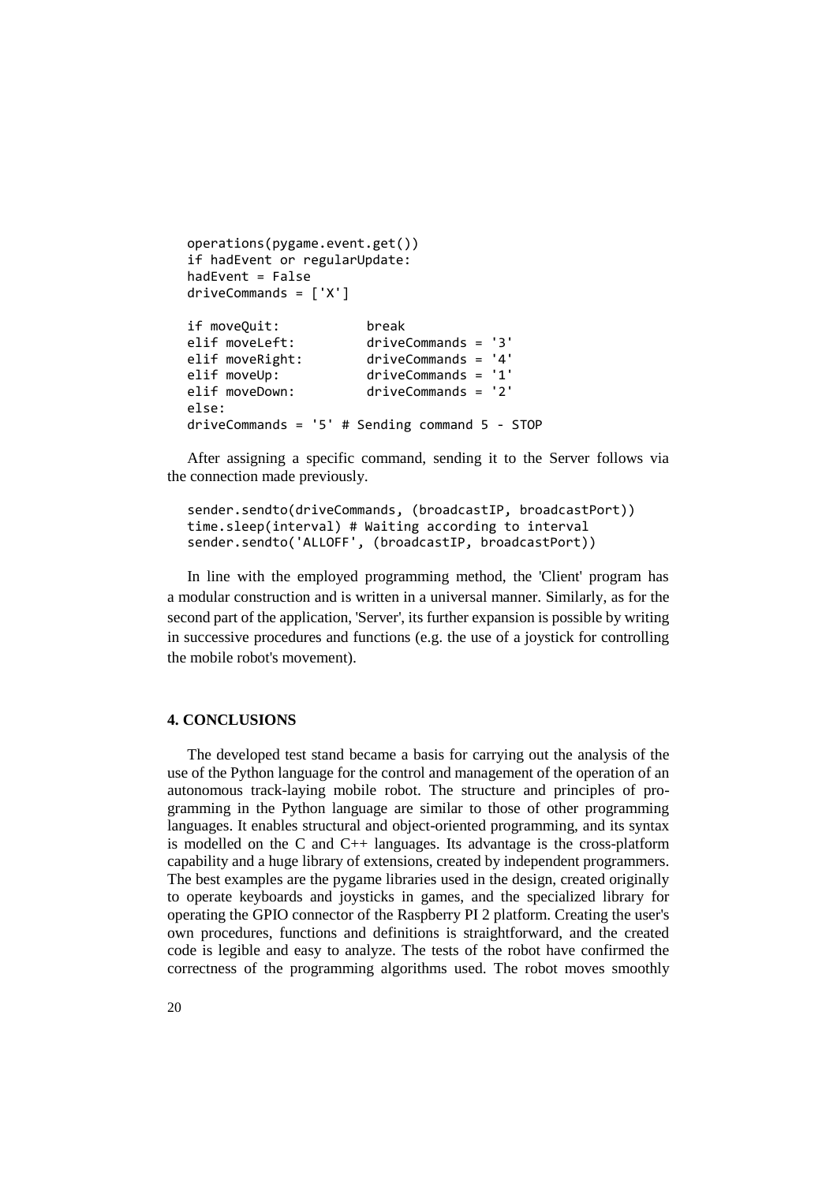```
operations(pygame.event.get())
if hadEvent or regularUpdate:
hadEvent = False
driveCommands = ['X']

if moveQuit:            break
elif moveLeft:          driveCommands = '3'
elif moveRight:         driveCommands = '4'
elif moveUp:            driveCommands = '1'
elif moveDown:          driveCommands = '2'
else:
driveCommands = '5' # Sending command 5 - STOP
```

After assigning a specific command, sending it to the Server follows via the connection made previously.

```
sender.sendto(driveCommands, (broadcastIP, broadcastPort))
time.sleep(interval) # Waiting according to interval
sender.sendto('ALLOFF', (broadcastIP, broadcastPort))
```

In line with the employed programming method, the 'Client' program has a modular construction and is written in a universal manner. Similarly, as for the second part of the application, 'Server', its further expansion is possible by writing in successive procedures and functions (e.g. the use of a joystick for controlling the mobile robot's movement).

## 4. CONCLUSIONS

The developed test stand became a basis for carrying out the analysis of the use of the Python language for the control and management of the operation of an autonomous track-laying mobile robot. The structure and principles of programming in the Python language are similar to those of other programming languages. It enables structural and object-oriented programming, and its syntax is modelled on the C and C++ languages. Its advantage is the cross-platform capability and a huge library of extensions, created by independent programmers. The best examples are the pygame libraries used in the design, created originally to operate keyboards and joysticks in games, and the specialized library for operating the GPIO connector of the Raspberry PI 2 platform. Creating the user's own procedures, functions and definitions is straightforward, and the created code is legible and easy to analyze. The tests of the robot have confirmed the correctness of the programming algorithms used. The robot moves smoothly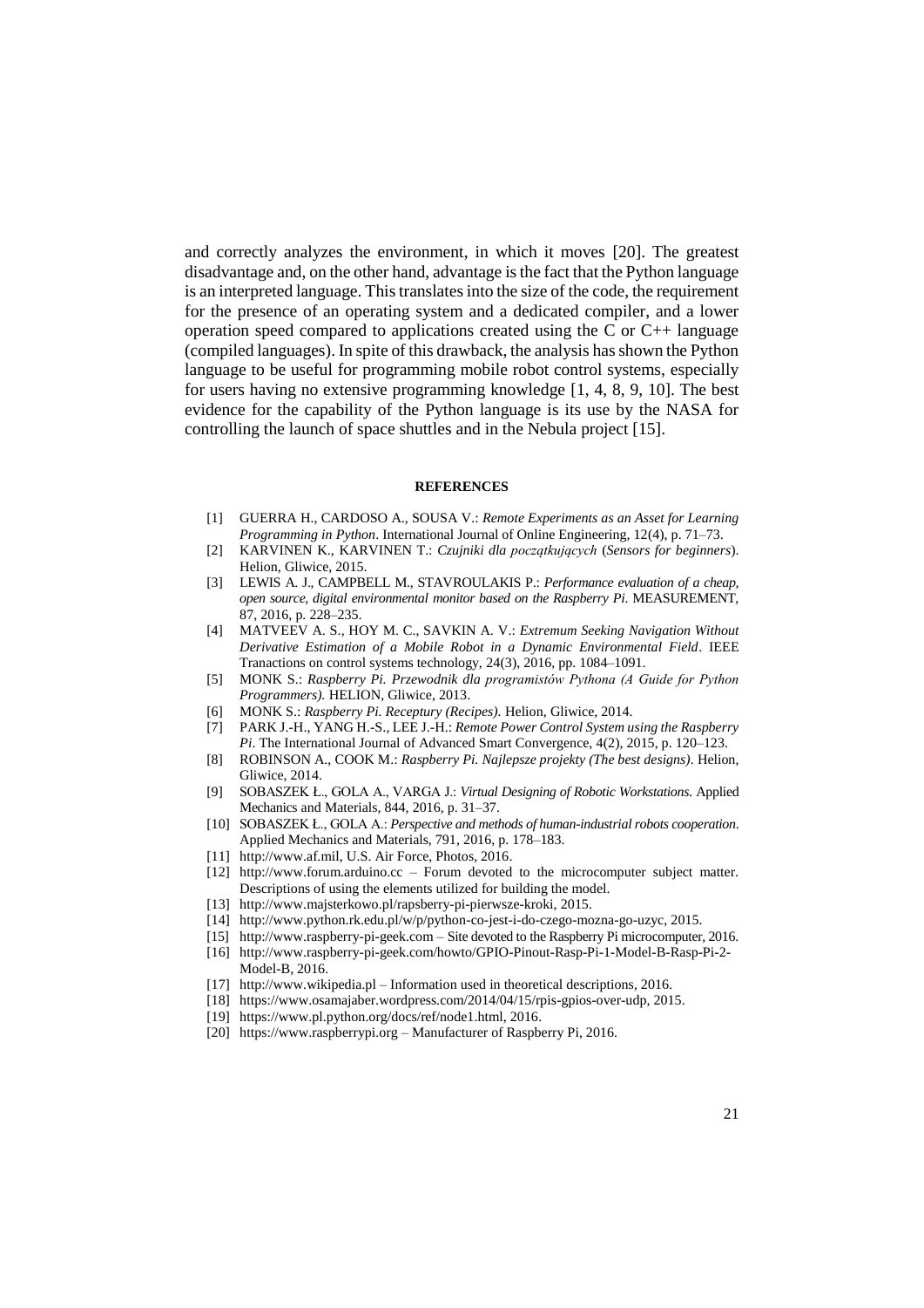and correctly analyzes the environment, in which it moves [20]. The greatest disadvantage and, on the other hand, advantage is the fact that the Python language is an interpreted language. This translates into the size of the code, the requirement for the presence of an operating system and a dedicated compiler, and a lower operation speed compared to applications created using the C or C++ language (compiled languages). In spite of this drawback, the analysis has shown the Python language to be useful for programming mobile robot control systems, especially for users having no extensive programming knowledge [1, 4, 8, 9, 10]. The best evidence for the capability of the Python language is its use by the NASA for controlling the launch of space shuttles and in the Nebula project [15].

## REFERENCES

[1] GUERRA H., CARDOSO A., SOUSA V.: *Remote Experiments as an Asset for Learning Programming in Python*. International Journal of Online Engineering, 12(4), p. 71–73.

[2] KARVINEN K., KARVINEN T.: *Czujniki dla początkujących* (*Sensors for beginners*). Helion, Gliwice, 2015.

[3] LEWIS A. J., CAMPBELL M., STAVROULAKIS P.: *Performance evaluation of a cheap, open source, digital environmental monitor based on the Raspberry Pi*. MEASUREMENT, 87, 2016, p. 228–235.

[4] MATVEEV A. S., HOY M. C., SAVKIN A. V.: *Extremum Seeking Navigation Without Derivative Estimation of a Mobile Robot in a Dynamic Environmental Field*. IEEE Tranactions on control systems technology, 24(3), 2016, pp. 1084–1091.

[5] MONK S.: *Raspberry Pi. Przewodnik dla programistów Pythona (A Guide for Python Programmers).* HELION, Gliwice, 2013.

[6] MONK S.: *Raspberry Pi. Receptury (Recipes).* Helion, Gliwice, 2014.

[7] PARK J.-H., YANG H.-S., LEE J.-H.: *Remote Power Control System using the Raspberry Pi*. The International Journal of Advanced Smart Convergence, 4(2), 2015, p. 120–123.

[8] ROBINSON A., COOK M.: *Raspberry Pi. Najlepsze projekty (The best designs)*. Helion, Gliwice, 2014.

[9] SOBASZEK Ł., GOLA A., VARGA J.: *Virtual Designing of Robotic Workstations.* Applied Mechanics and Materials, 844, 2016, p. 31–37.

[10] SOBASZEK Ł., GOLA A.: *Perspective and methods of human-industrial robots cooperation*. Applied Mechanics and Materials, 791, 2016, p. 178–183.

[11] http://www.af.mil, U.S. Air Force, Photos, 2016.

[12] http://www.forum.arduino.cc – Forum devoted to the microcomputer subject matter. Descriptions of using the elements utilized for building the model.

[13] http://www.majsterkowo.pl/rapsberry-pi-pierwsze-kroki, 2015.

[14] http://www.python.rk.edu.pl/w/p/python-co-jest-i-do-czego-mozna-go-uzyc, 2015.

[15] http://www.raspberry-pi-geek.com – Site devoted to the Raspberry Pi microcomputer, 2016.

[16] http://www.raspberry-pi-geek.com/howto/GPIO-Pinout-Rasp-Pi-1-Model-B-Rasp-Pi-2-Model-B, 2016.

[17] http://www.wikipedia.pl – Information used in theoretical descriptions, 2016.

[18] https://www.osamajaber.wordpress.com/2014/04/15/rpis-gpios-over-udp, 2015.

[19] https://www.pl.python.org/docs/ref/node1.html, 2016.

[20] https://www.raspberrypi.org – Manufacturer of Raspberry Pi, 2016.